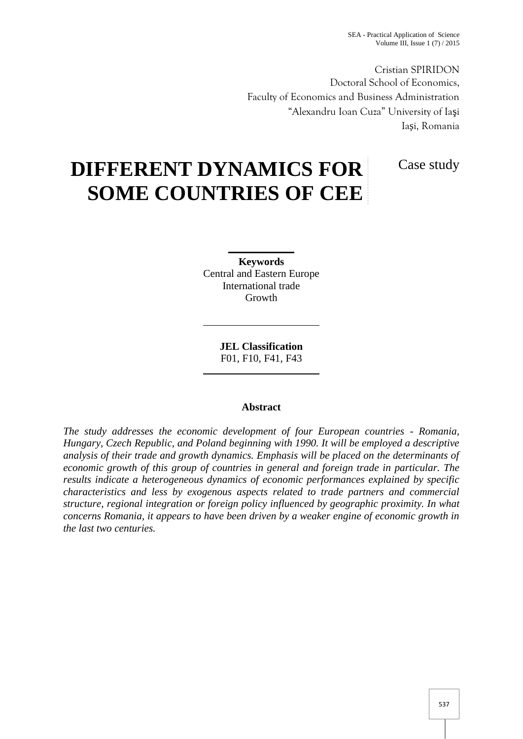Cristian SPIRIDON
Doctoral School of Economics,
Faculty of Economics and Business Administration
"Alexandru Ioan Cuza" University of Iaşi
Iaşi, Romania

# DIFFERENT DYNAMICS FOR SOME COUNTRIES OF CEE

Case study

**Keywords**
Central and Eastern Europe
International trade
Growth

**JEL Classification**
F01, F10, F41, F43

**Abstract**

*The study addresses the economic development of four European countries - Romania, Hungary, Czech Republic, and Poland beginning with 1990. It will be employed a descriptive analysis of their trade and growth dynamics. Emphasis will be placed on the determinants of economic growth of this group of countries in general and foreign trade in particular. The results indicate a heterogeneous dynamics of economic performances explained by specific characteristics and less by exogenous aspects related to trade partners and commercial structure, regional integration or foreign policy influenced by geographic proximity. In what concerns Romania, it appears to have been driven by a weaker engine of economic growth in the last two centuries.*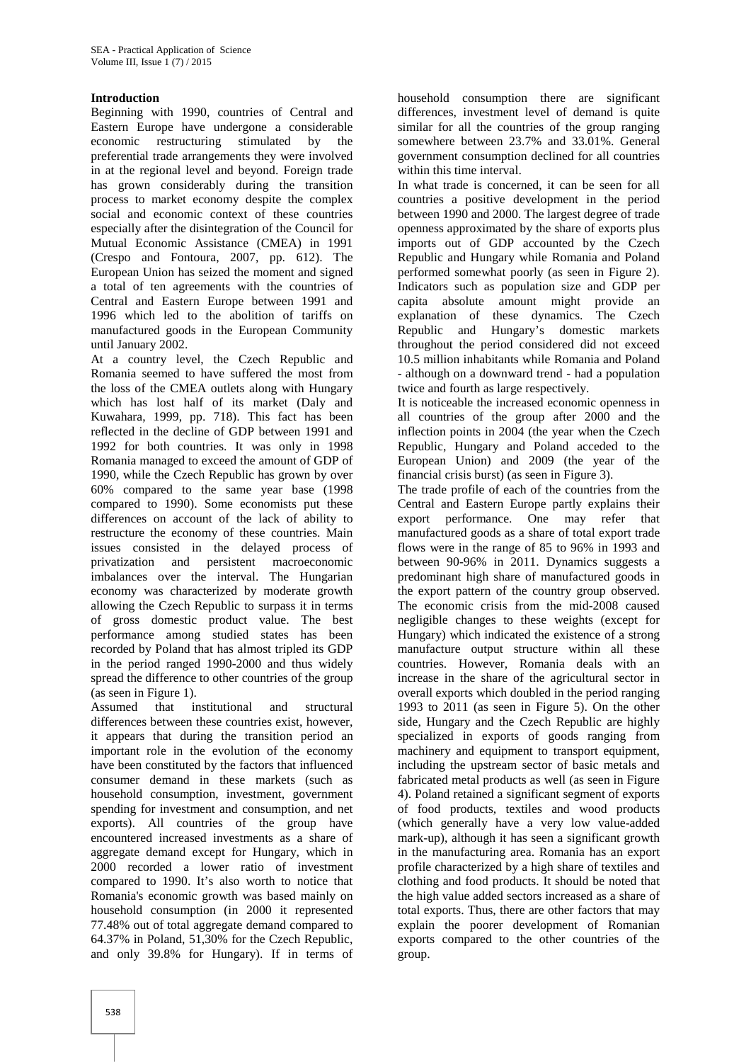## Introduction

Beginning with 1990, countries of Central and Eastern Europe have undergone a considerable economic restructuring stimulated by the preferential trade arrangements they were involved in at the regional level and beyond. Foreign trade has grown considerably during the transition process to market economy despite the complex social and economic context of these countries especially after the disintegration of the Council for Mutual Economic Assistance (CMEA) in 1991 (Crespo and Fontoura, 2007, pp. 612). The European Union has seized the moment and signed a total of ten agreements with the countries of Central and Eastern Europe between 1991 and 1996 which led to the abolition of tariffs on manufactured goods in the European Community until January 2002.

At a country level, the Czech Republic and Romania seemed to have suffered the most from the loss of the CMEA outlets along with Hungary which has lost half of its market (Daly and Kuwahara, 1999, pp. 718). This fact has been reflected in the decline of GDP between 1991 and 1992 for both countries. It was only in 1998 Romania managed to exceed the amount of GDP of 1990, while the Czech Republic has grown by over 60% compared to the same year base (1998 compared to 1990). Some economists put these differences on account of the lack of ability to restructure the economy of these countries. Main issues consisted in the delayed process of privatization and persistent macroeconomic imbalances over the interval. The Hungarian economy was characterized by moderate growth allowing the Czech Republic to surpass it in terms of gross domestic product value. The best performance among studied states has been recorded by Poland that has almost tripled its GDP in the period ranged 1990-2000 and thus widely spread the difference to other countries of the group (as seen in Figure 1).

Assumed that institutional and structural differences between these countries exist, however, it appears that during the transition period an important role in the evolution of the economy have been constituted by the factors that influenced consumer demand in these markets (such as household consumption, investment, government spending for investment and consumption, and net exports). All countries of the group have encountered increased investments as a share of aggregate demand except for Hungary, which in 2000 recorded a lower ratio of investment compared to 1990. It's also worth to notice that Romania's economic growth was based mainly on household consumption (in 2000 it represented 77.48% out of total aggregate demand compared to 64.37% in Poland, 51,30% for the Czech Republic, and only 39.8% for Hungary). If in terms of household consumption there are significant differences, investment level of demand is quite similar for all the countries of the group ranging somewhere between 23.7% and 33.01%. General government consumption declined for all countries within this time interval.

In what trade is concerned, it can be seen for all countries a positive development in the period between 1990 and 2000. The largest degree of trade openness approximated by the share of exports plus imports out of GDP accounted by the Czech Republic and Hungary while Romania and Poland performed somewhat poorly (as seen in Figure 2). Indicators such as population size and GDP per capita absolute amount might provide an explanation of these dynamics. The Czech Republic and Hungary's domestic markets throughout the period considered did not exceed 10.5 million inhabitants while Romania and Poland - although on a downward trend - had a population twice and fourth as large respectively.

It is noticeable the increased economic openness in all countries of the group after 2000 and the inflection points in 2004 (the year when the Czech Republic, Hungary and Poland acceded to the European Union) and 2009 (the year of the financial crisis burst) (as seen in Figure 3).

The trade profile of each of the countries from the Central and Eastern Europe partly explains their export performance. One may refer that manufactured goods as a share of total export trade flows were in the range of 85 to 96% in 1993 and between 90-96% in 2011. Dynamics suggests a predominant high share of manufactured goods in the export pattern of the country group observed. The economic crisis from the mid-2008 caused negligible changes to these weights (except for Hungary) which indicated the existence of a strong manufacture output structure within all these countries. However, Romania deals with an increase in the share of the agricultural sector in overall exports which doubled in the period ranging 1993 to 2011 (as seen in Figure 5). On the other side, Hungary and the Czech Republic are highly specialized in exports of goods ranging from machinery and equipment to transport equipment, including the upstream sector of basic metals and fabricated metal products as well (as seen in Figure 4). Poland retained a significant segment of exports of food products, textiles and wood products (which generally have a very low value-added mark-up), although it has seen a significant growth in the manufacturing area. Romania has an export profile characterized by a high share of textiles and clothing and food products. It should be noted that the high value added sectors increased as a share of total exports. Thus, there are other factors that may explain the poorer development of Romanian exports compared to the other countries of the group.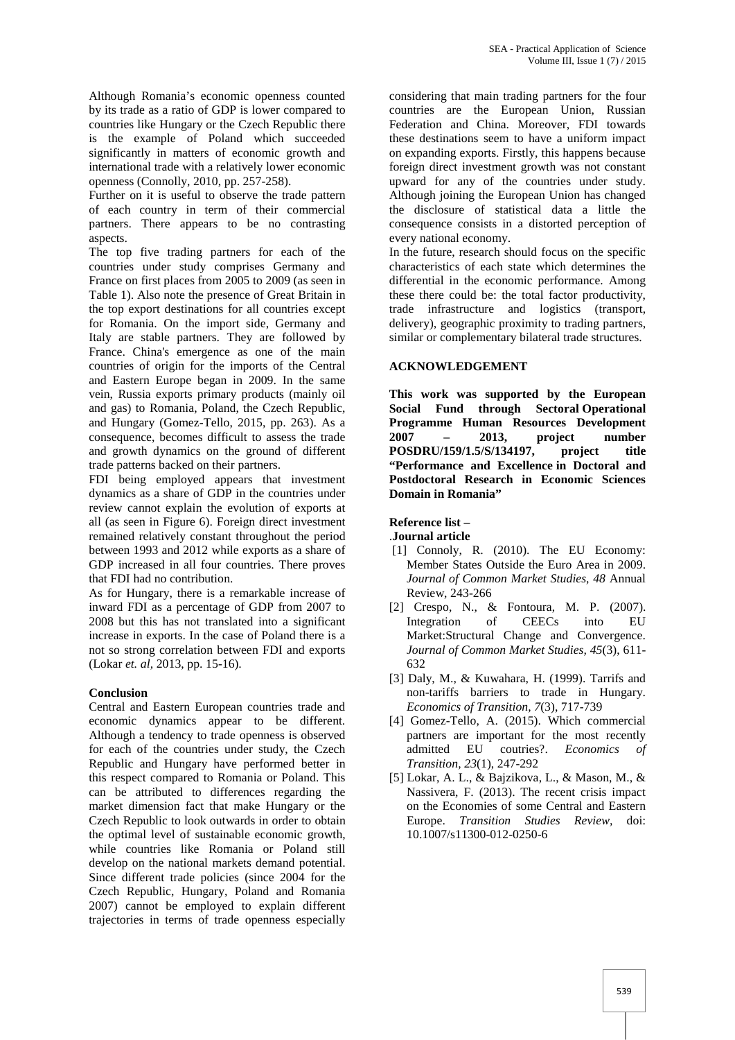Although Romania's economic openness counted by its trade as a ratio of GDP is lower compared to countries like Hungary or the Czech Republic there is the example of Poland which succeeded significantly in matters of economic growth and international trade with a relatively lower economic openness (Connolly, 2010, pp. 257-258).

Further on it is useful to observe the trade pattern of each country in term of their commercial partners. There appears to be no contrasting aspects.

The top five trading partners for each of the countries under study comprises Germany and France on first places from 2005 to 2009 (as seen in Table 1). Also note the presence of Great Britain in the top export destinations for all countries except for Romania. On the import side, Germany and Italy are stable partners. They are followed by France. China's emergence as one of the main countries of origin for the imports of the Central and Eastern Europe began in 2009. In the same vein, Russia exports primary products (mainly oil and gas) to Romania, Poland, the Czech Republic, and Hungary (Gomez-Tello, 2015, pp. 263). As a consequence, becomes difficult to assess the trade and growth dynamics on the ground of different trade patterns backed on their partners.

FDI being employed appears that investment dynamics as a share of GDP in the countries under review cannot explain the evolution of exports at all (as seen in Figure 6). Foreign direct investment remained relatively constant throughout the period between 1993 and 2012 while exports as a share of GDP increased in all four countries. There proves that FDI had no contribution.

As for Hungary, there is a remarkable increase of inward FDI as a percentage of GDP from 2007 to 2008 but this has not translated into a significant increase in exports. In the case of Poland there is a not so strong correlation between FDI and exports (Lokar *et. al*, 2013, pp. 15-16).

**Conclusion**

Central and Eastern European countries trade and economic dynamics appear to be different. Although a tendency to trade openness is observed for each of the countries under study, the Czech Republic and Hungary have performed better in this respect compared to Romania or Poland. This can be attributed to differences regarding the market dimension fact that make Hungary or the Czech Republic to look outwards in order to obtain the optimal level of sustainable economic growth, while countries like Romania or Poland still develop on the national markets demand potential. Since different trade policies (since 2004 for the Czech Republic, Hungary, Poland and Romania 2007) cannot be employed to explain different trajectories in terms of trade openness especially considering that main trading partners for the four countries are the European Union, Russian Federation and China. Moreover, FDI towards these destinations seem to have a uniform impact on expanding exports. Firstly, this happens because foreign direct investment growth was not constant upward for any of the countries under study. Although joining the European Union has changed the disclosure of statistical data a little the consequence consists in a distorted perception of every national economy.

In the future, research should focus on the specific characteristics of each state which determines the differential in the economic performance. Among these there could be: the total factor productivity, trade infrastructure and logistics (transport, delivery), geographic proximity to trading partners, similar or complementary bilateral trade structures.

**ACKNOWLEDGEMENT**

**This work was supported by the European Social Fund through Sectoral Operational Programme Human Resources Development 2007 – 2013, project number POSDRU/159/1.5/S/134197, project title "Performance and Excellence in Doctoral and Postdoctoral Research in Economic Sciences Domain in Romania"**

**Reference list –**

.**Journal article**

[1] Connoly, R. (2010). The EU Economy: Member States Outside the Euro Area in 2009. *Journal of Common Market Studies, 48* Annual Review, 243-266

[2] Crespo, N., & Fontoura, M. P. (2007). Integration of CEECs into EU Market:Structural Change and Convergence. *Journal of Common Market Studies, 45*(3), 611-632

[3] Daly, M., & Kuwahara, H. (1999). Tarrifs and non-tariffs barriers to trade in Hungary. *Economics of Transition, 7*(3), 717-739

[4] Gomez-Tello, A. (2015). Which commercial partners are important for the most recently admitted EU coutries?. *Economics of Transition, 23*(1), 247-292

[5] Lokar, A. L., & Bajzikova, L., & Mason, M., & Nassivera, F. (2013). The recent crisis impact on the Economies of some Central and Eastern Europe. *Transition Studies Review*, doi: 10.1007/s11300-012-0250-6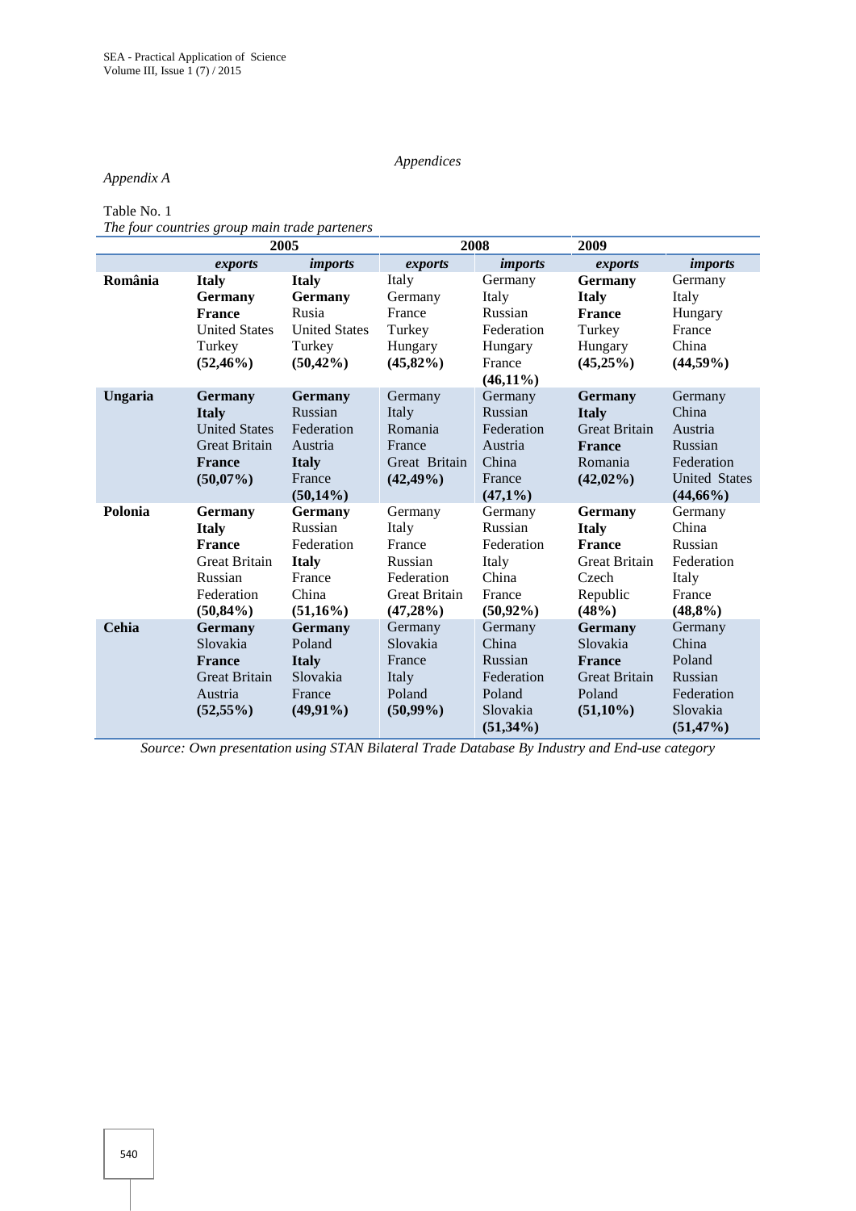*Appendices*

*Appendix A*

Table No. 1

*The four countries group main tradeparteners*

| | 2005 | | 2008 | | 2009 | |
|---|---|---|---|---|---|---|
| | *exports* | *imports* | *exports* | *imports* | *exports* | *imports* |
| **România** | **Italy** **Germany** **France** United States Turkey **(52,46%)** | **Italy** **Germany** Rusia United States Turkey **(50,42%)** | Italy Germany France Turkey Hungary **(45,82%)** | Germany Italy Russian Federation Hungary France **(46,11%)** | **Germany** **Italy** **France** Turkey Hungary **(45,25%)** | Germany Italy Hungary France China **(44,59%)** |
| **Ungaria** | **Germany** **Italy** United States Great Britain **France** **(50,07%)** | **Germany** Russian Federation Austria **Italy** France **(50,14%)** | Germany Italy Romania France Great Britain **(42,49%)** | Germany Russian Federation Austria China France **(47,1%)** | **Germany** **Italy** Great Britain **France** Romania **(42,02%)** | Germany China Austria Russian Federation United States **(44,66%)** |
| **Polonia** | **Germany** **Italy** **France** Great Britain Russian Federation **(50,84%)** | **Germany** Russian Federation **Italy** France China **(51,16%)** | Germany Italy France Russian Federation Great Britain **(47,28%)** | Germany Russian Federation Italy China France **(50,92%)** | **Germany** **Italy** **France** Great Britain Czech Republic **(48%)** | Germany China Russian Federation Italy France **(48,8%)** |
| **Cehia** | **Germany** Slovakia **France** Great Britain Austria **(52,55%)** | **Germany** Poland **Italy** Slovakia France **(49,91%)** | Germany Slovakia France Italy Poland **(50,99%)** | Germany China Russian Federation Poland Slovakia **(51,34%)** | **Germany** Slovakia **France** Great Britain Poland **(51,10%)** | Germany China Poland Russian Federation Slovakia **(51,47%)** |

*Source: Own presentation using STAN Bilateral Trade Database By Industry and End-use category*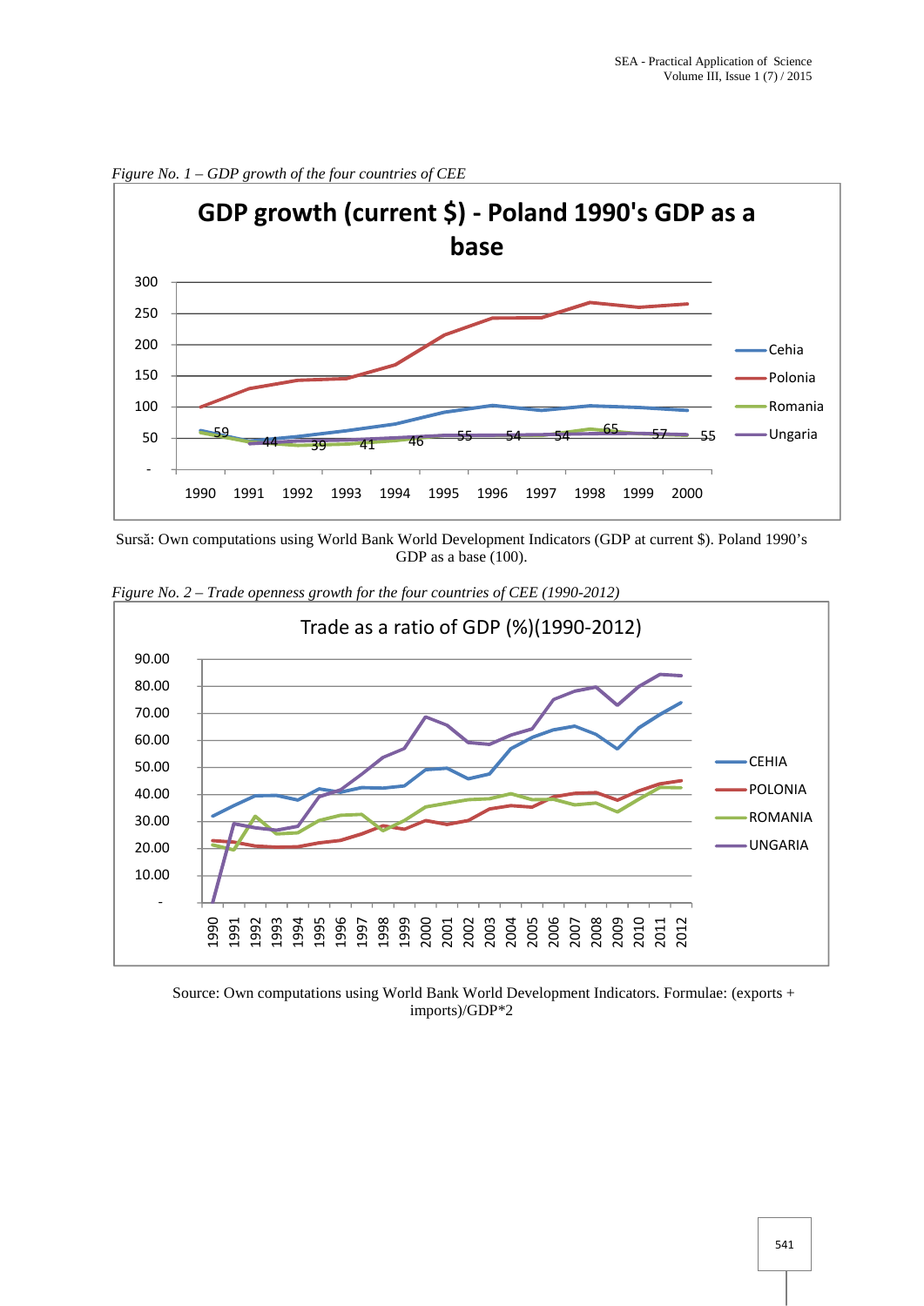*Figure No. 1 – GDP growth of the four countries of CEE*

Sursă: Own computations using World Bank World Development Indicators (GDP at current $). Poland 1990's GDP as a base (100).

*Figure No. 2 – Trade openness growth for the four countries of CEE (1990-2012)*

Source: Own computations using World Bank World Development Indicators. Formulae: (exports + imports)/GDP*2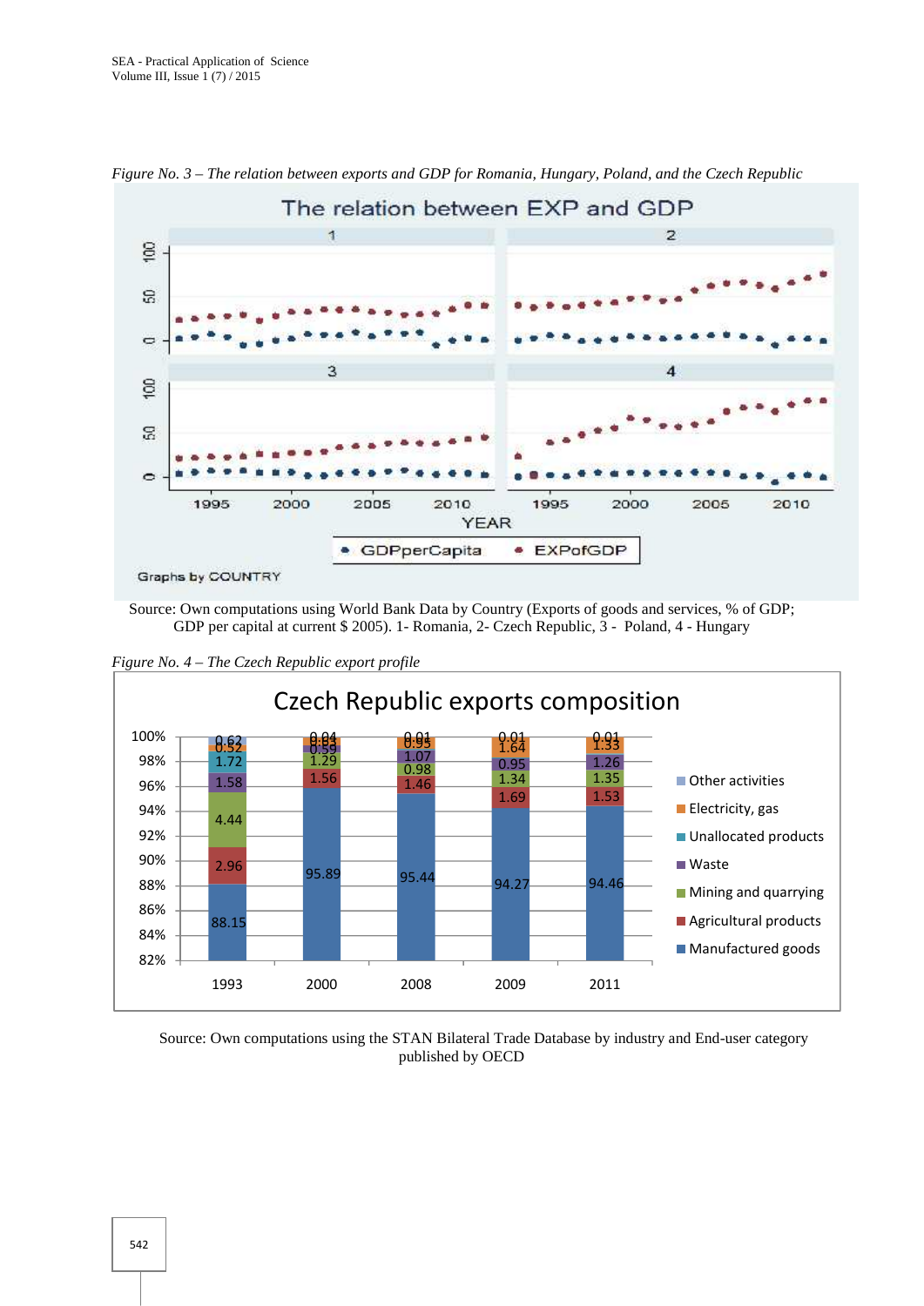*Figure No. 3 – The relation between exports and GDP for Romania, Hungary, Poland, and the Czech Republic*

Source: Own computations using World Bank Data by Country (Exports of goods and services, % of GDP; GDP per capital at current $ 2005). 1- Romania, 2- Czech Republic, 3 - Poland, 4 - Hungary

*Figure No. 4 – The Czech Republic export profile*

Source: Own computations using the STAN Bilateral Trade Database by industry and End-user category published by OECD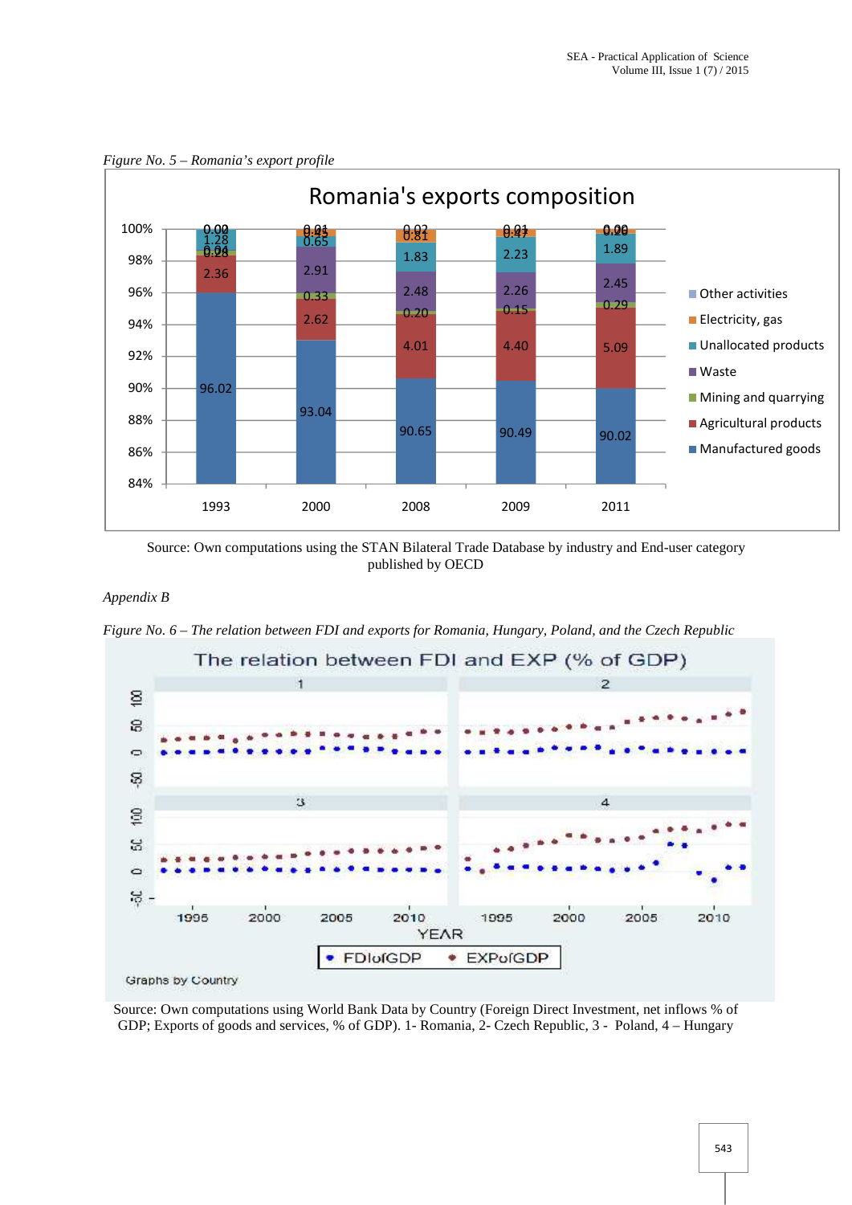*Figure No. 5 – Romania's export profile*

Source: Own computations using the STAN Bilateral Trade Database by industry and End-user category published by OECD

*Appendix B*

*Figure No. 6 – The relation between FDI and exports for Romania, Hungary, Poland, and the Czech Republic*

Source: Own computations using World Bank Data by Country (Foreign Direct Investment, net inflows % of GDP; Exports of goods and services, % of GDP). 1- Romania, 2- Czech Republic, 3 - Poland, 4 – Hungary